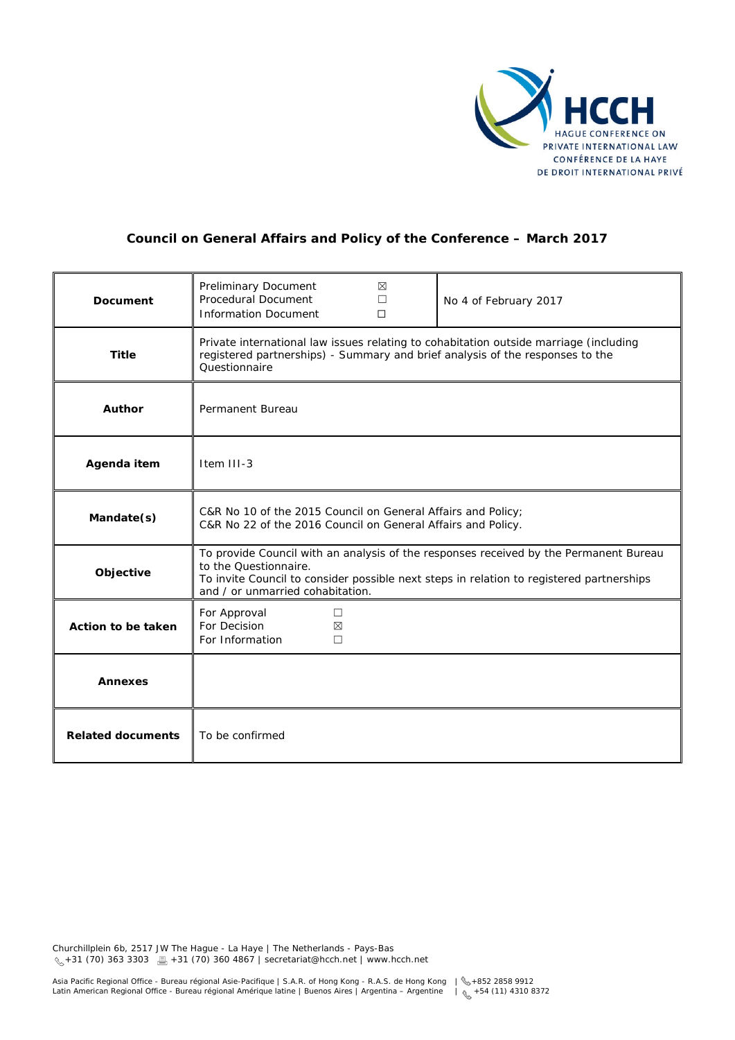HCCH
HAGUE CONFERENCE ON
PRIVATE INTERNATIONAL LAW
CONFÉRENCE DE LA HAYE
DE DROIT INTERNATIONAL PRIVÉ

## Council on General Affairs and Policy of the Conference – March 2017

| | | |
|---|---|---|
| **Document** | Preliminary Document ☒<br>Procedural Document ☐<br>Information Document ☐ | No 4 of February 2017 |
| **Title** | Private international law issues relating to cohabitation outside marriage (including registered partnerships) - Summary and brief analysis of the responses to the Questionnaire | |
| **Author** | Permanent Bureau | |
| **Agenda item** | Item III-3 | |
| **Mandate(s)** | C&R No 10 of the 2015 Council on General Affairs and Policy;<br>C&R No 22 of the 2016 Council on General Affairs and Policy. | |
| **Objective** | To provide Council with an analysis of the responses received by the Permanent Bureau to the Questionnaire.<br>To invite Council to consider possible next steps in relation to registered partnerships and / or unmarried cohabitation. | |
| **Action to be taken** | For Approval ☐<br>For Decision ☒<br>For Information ☐ | |
| **Annexes** | | |
| **Related documents** | To be confirmed | |

Churchillplein 6b, 2517 JW The Hague - La Haye | The Netherlands - Pays-Bas
+31 (70) 363 3303 +31 (70) 360 4867 | secretariat@hcch.net | www.hcch.net

Asia Pacific Regional Office - Bureau régional Asie-Pacifique | S.A.R. of Hong Kong - R.A.S. de Hong Kong | +852 2858 9912
Latin American Regional Office - Bureau régional Amérique latine | Buenos Aires | Argentina – Argentine | +54 (11) 4310 8372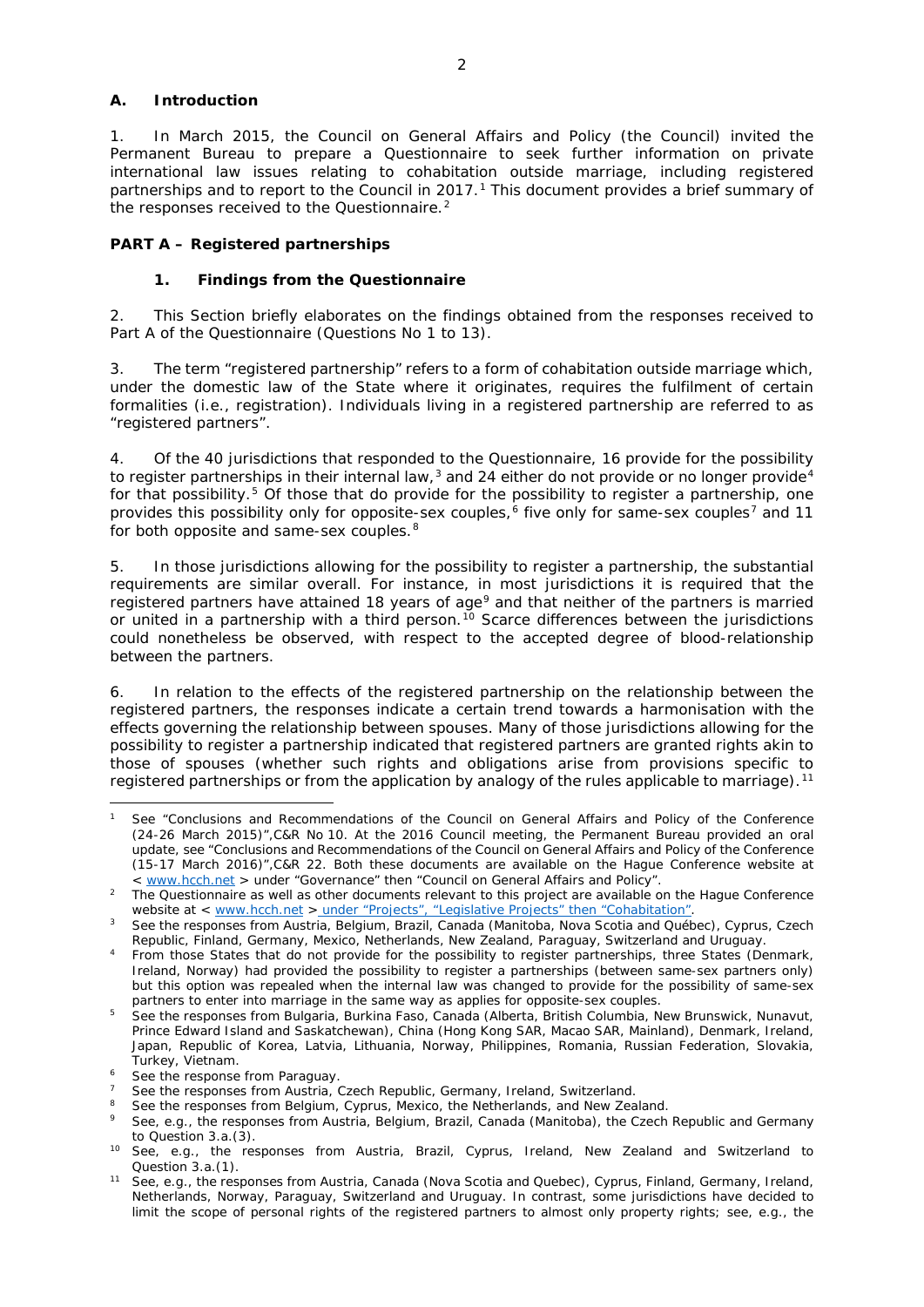## A. Introduction

1. In March 2015, the Council on General Affairs and Policy (the Council) invited the Permanent Bureau to prepare a Questionnaire to seek further information on private international law issues relating to cohabitation outside marriage, including registered partnerships and to report to the Council in 2017.[1] This document provides a brief summary of the responses received to the Questionnaire.[2]

## PART A – Registered partnerships

### 1. Findings from the Questionnaire

2. This Section briefly elaborates on the findings obtained from the responses received to Part A of the Questionnaire (Questions No 1 to 13).

3. The term "registered partnership" refers to a form of cohabitation outside marriage which, under the domestic law of the State where it originates, requires the fulfilment of certain formalities (i.e., registration). Individuals living in a registered partnership are referred to as "registered partners".

4. Of the 40 jurisdictions that responded to the Questionnaire, 16 provide for the possibility to register partnerships in their internal law,[3] and 24 either do not provide or no longer provide[4] for that possibility.[5] Of those that do provide for the possibility to register a partnership, one provides this possibility only for opposite-sex couples,[6] five only for same-sex couples[7] and 11 for both opposite and same-sex couples.[8]

5. In those jurisdictions allowing for the possibility to register a partnership, the substantial requirements are similar overall. For instance, in most jurisdictions it is required that the registered partners have attained 18 years of age[9] and that neither of the partners is married or united in a partnership with a third person.[10] Scarce differences between the jurisdictions could nonetheless be observed, with respect to the accepted degree of blood-relationship between the partners.

6. In relation to the effects of the registered partnership on the relationship between the registered partners, the responses indicate a certain trend towards a harmonisation with the effects governing the relationship between spouses. Many of those jurisdictions allowing for the possibility to register a partnership indicated that registered partners are granted rights akin to those of spouses (whether such rights and obligations arise from provisions specific to registered partnerships or from the application by analogy of the rules applicable to marriage).[11]

---

[1] See "Conclusions and Recommendations of the Council on General Affairs and Policy of the Conference (24-26 March 2015)",C&R No 10. At the 2016 Council meeting, the Permanent Bureau provided an oral update, see "Conclusions and Recommendations of the Council on General Affairs and Policy of the Conference (15-17 March 2016)",C&R 22. Both these documents are available on the Hague Conference website at < www.hcch.net > under "Governance" then "Council on General Affairs and Policy".

[2] The Questionnaire as well as other documents relevant to this project are available on the Hague Conference website at < www.hcch.net > under "Projects", "Legislative Projects" then "Cohabitation".

[3] See the responses from Austria, Belgium, Brazil, Canada (Manitoba, Nova Scotia and Québec), Cyprus, Czech Republic, Finland, Germany, Mexico, Netherlands, New Zealand, Paraguay, Switzerland and Uruguay.

[4] From those States that do not provide for the possibility to register partnerships, three States (Denmark, Ireland, Norway) had provided the possibility to register a partnerships (between same-sex partners only) but this option was repealed when the internal law was changed to provide for the possibility of same-sex partners to enter into marriage in the same way as applies for opposite-sex couples.

[5] See the responses from Bulgaria, Burkina Faso, Canada (Alberta, British Columbia, New Brunswick, Nunavut, Prince Edward Island and Saskatchewan), China (Hong Kong SAR, Macao SAR, Mainland), Denmark, Ireland, Japan, Republic of Korea, Latvia, Lithuania, Norway, Philippines, Romania, Russian Federation, Slovakia, Turkey, Vietnam.

[6] See the response from Paraguay.

[7] See the responses from Austria, Czech Republic, Germany, Ireland, Switzerland.

[8] See the responses from Belgium, Cyprus, Mexico, the Netherlands, and New Zealand.

[9] See, e.g., the responses from Austria, Belgium, Brazil, Canada (Manitoba), the Czech Republic and Germany to Question 3.a.(3).

[10] See, e.g., the responses from Austria, Brazil, Cyprus, Ireland, New Zealand and Switzerland to Question 3.a.(1).

[11] See, e.g., the responses from Austria, Canada (Nova Scotia and Quebec), Cyprus, Finland, Germany, Ireland, Netherlands, Norway, Paraguay, Switzerland and Uruguay. In contrast, some jurisdictions have decided to limit the scope of personal rights of the registered partners to almost only property rights; see, e.g., the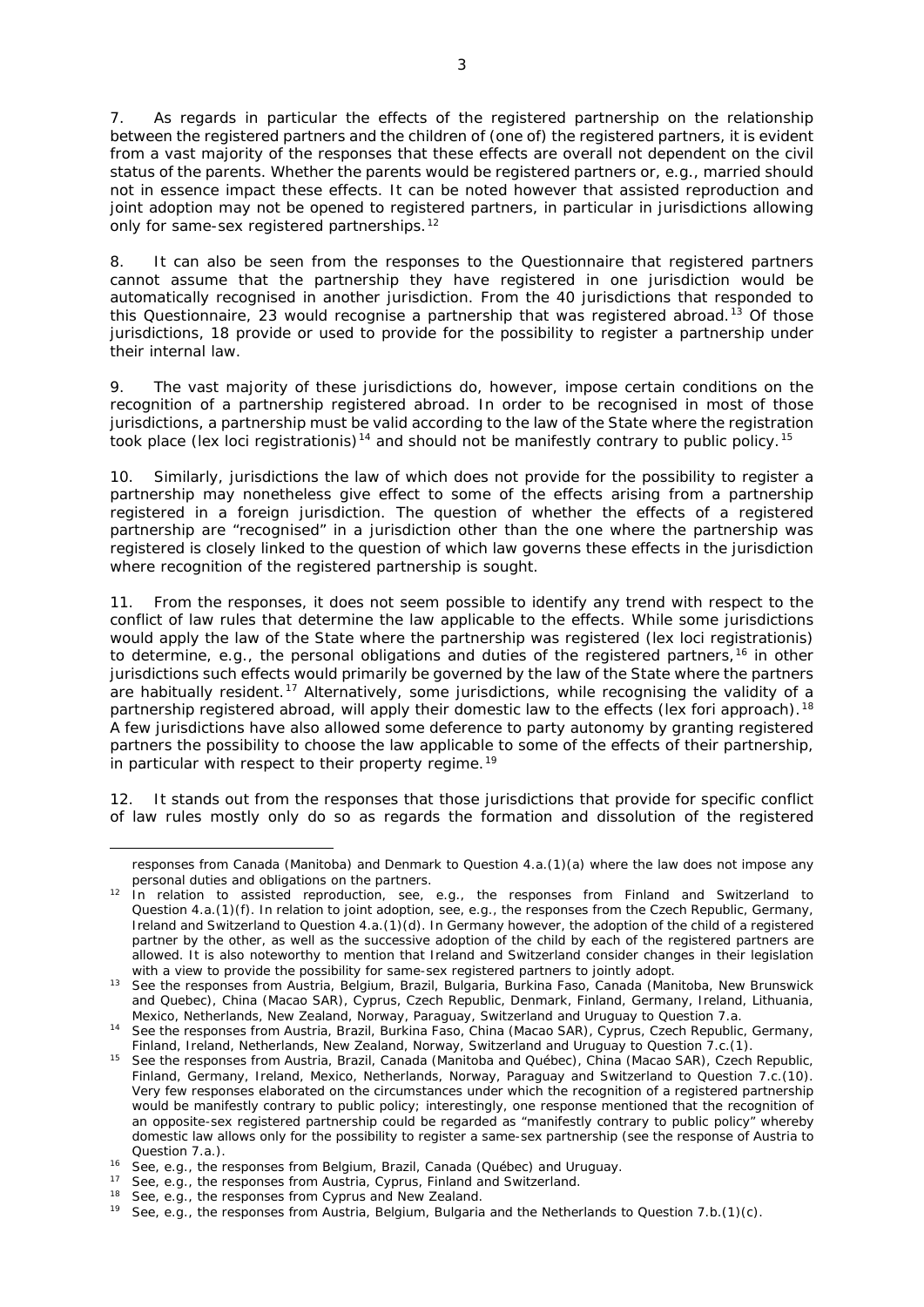7. As regards in particular the effects of the registered partnership on the relationship between the registered partners and the children of (one of) the registered partners, it is evident from a vast majority of the responses that these effects are overall not dependent on the civil status of the parents. Whether the parents would be registered partners or, e.g., married should not in essence impact these effects. It can be noted however that assisted reproduction and joint adoption may not be opened to registered partners, in particular in jurisdictions allowing only for same-sex registered partnerships.[12]

8. It can also be seen from the responses to the Questionnaire that registered partners cannot assume that the partnership they have registered in one jurisdiction would be automatically recognised in another jurisdiction. From the 40 jurisdictions that responded to this Questionnaire, 23 would recognise a partnership that was registered abroad.[13] Of those jurisdictions, 18 provide or used to provide for the possibility to register a partnership under their internal law.

9. The vast majority of these jurisdictions do, however, impose certain conditions on the recognition of a partnership registered abroad. In order to be recognised in most of those jurisdictions, a partnership must be valid according to the law of the State where the registration took place (*lex loci registrationis*)[14] and should not be manifestly contrary to public policy.[15]

10. Similarly, jurisdictions the law of which does not provide for the possibility to register a partnership may nonetheless give effect to some of the effects arising from a partnership registered in a foreign jurisdiction. The question of whether the effects of a registered partnership are "recognised" in a jurisdiction other than the one where the partnership was registered is closely linked to the question of which law governs these effects in the jurisdiction where recognition of the registered partnership is sought.

11. From the responses, it does not seem possible to identify any trend with respect to the conflict of law rules that determine the law applicable to the effects. While some jurisdictions would apply the law of the State where the partnership was registered (*lex loci registrationis*) to determine, e.g., the personal obligations and duties of the registered partners,[16] in other jurisdictions such effects would primarily be governed by the law of the State where the partners are habitually resident.[17] Alternatively, some jurisdictions, while recognising the validity of a partnership registered abroad, will apply their domestic law to the effects (*lex fori* approach).[18] A few jurisdictions have also allowed some deference to party autonomy by granting registered partners the possibility to choose the law applicable to some of the effects of their partnership, in particular with respect to their property regime.[19]

12. It stands out from the responses that those jurisdictions that provide for specific conflict of law rules mostly only do so as regards the formation and dissolution of the registered

---

responses from Canada (Manitoba) and Denmark to Question 4.a.(1)(a) where the law does not impose any personal duties and obligations on the partners.

[12] In relation to assisted reproduction, see, e.g., the responses from Finland and Switzerland to Question 4.a.(1)(f). In relation to joint adoption, see, e.g., the responses from the Czech Republic, Germany, Ireland and Switzerland to Question 4.a.(1)(d). In Germany however, the adoption of the child of a registered partner by the other, as well as the successive adoption of the child by each of the registered partners are allowed. It is also noteworthy to mention that Ireland and Switzerland consider changes in their legislation with a view to provide the possibility for same-sex registered partners to jointly adopt.

[13] See the responses from Austria, Belgium, Brazil, Bulgaria, Burkina Faso, Canada (Manitoba, New Brunswick and Quebec), China (Macao SAR), Cyprus, Czech Republic, Denmark, Finland, Germany, Ireland, Lithuania, Mexico, Netherlands, New Zealand, Norway, Paraguay, Switzerland and Uruguay to Question 7.a.

[14] See the responses from Austria, Brazil, Burkina Faso, China (Macao SAR), Cyprus, Czech Republic, Germany, Finland, Ireland, Netherlands, New Zealand, Norway, Switzerland and Uruguay to Question 7.c.(1).

[15] See the responses from Austria, Brazil, Canada (Manitoba and Québec), China (Macao SAR), Czech Republic, Finland, Germany, Ireland, Mexico, Netherlands, Norway, Paraguay and Switzerland to Question 7.c.(10). Very few responses elaborated on the circumstances under which the recognition of a registered partnership would be manifestly contrary to public policy; interestingly, one response mentioned that the recognition of an opposite-sex registered partnership could be regarded as "manifestly contrary to public policy" whereby domestic law allows only for the possibility to register a same-sex partnership (see the response of Austria to Question 7.a.).

[16] See, e.g., the responses from Belgium, Brazil, Canada (Québec) and Uruguay.

[17] See, e.g., the responses from Austria, Cyprus, Finland and Switzerland.

[18] See, e.g., the responses from Cyprus and New Zealand.

[19] See, e.g., the responses from Austria, Belgium, Bulgaria and the Netherlands to Question 7.b.(1)(c).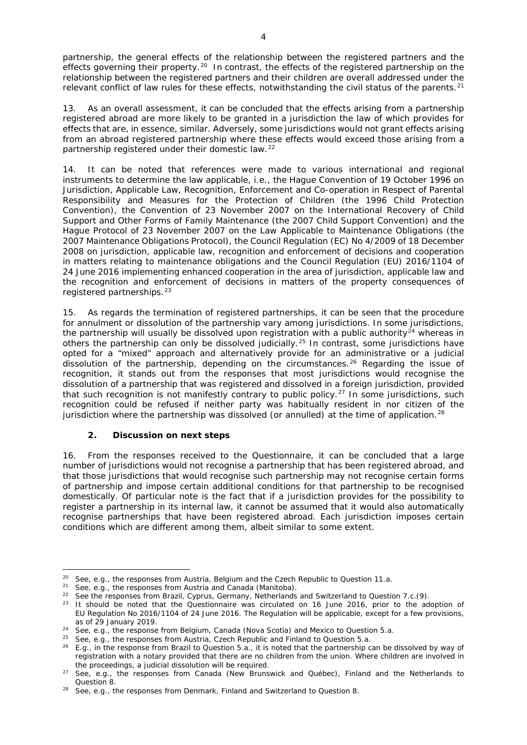partnership, the general effects of the relationship between the registered partners and the effects governing their property.[20] In contrast, the effects of the registered partnership on the relationship between the registered partners and their children are overall addressed under the relevant conflict of law rules for these effects, notwithstanding the civil status of the parents.[21]

13. As an overall assessment, it can be concluded that the effects arising from a partnership registered abroad are more likely to be granted in a jurisdiction the law of which provides for effects that are, in essence, similar. Adversely, some jurisdictions would not grant effects arising from an abroad registered partnership where these effects would exceed those arising from a partnership registered under their domestic law.[22]

14. It can be noted that references were made to various international and regional instruments to determine the law applicable, i.e., the Hague Convention of 19 October 1996 on Jurisdiction, Applicable Law, Recognition, Enforcement and Co-operation in Respect of Parental Responsibility and Measures for the Protection of Children (the 1996 Child Protection Convention), the Convention of 23 November 2007 on the International Recovery of Child Support and Other Forms of Family Maintenance (the 2007 Child Support Convention) and the Hague Protocol of 23 November 2007 on the Law Applicable to Maintenance Obligations (the 2007 Maintenance Obligations Protocol), the Council Regulation (EC) No 4/2009 of 18 December 2008 on jurisdiction, applicable law, recognition and enforcement of decisions and cooperation in matters relating to maintenance obligations and the Council Regulation (EU) 2016/1104 of 24 June 2016 implementing enhanced cooperation in the area of jurisdiction, applicable law and the recognition and enforcement of decisions in matters of the property consequences of registered partnerships.[23]

15. As regards the termination of registered partnerships, it can be seen that the procedure for annulment or dissolution of the partnership vary among jurisdictions. In some jurisdictions, the partnership will usually be dissolved upon registration with a public authority[24] whereas in others the partnership can only be dissolved judicially.[25] In contrast, some jurisdictions have opted for a "mixed" approach and alternatively provide for an administrative or a judicial dissolution of the partnership, depending on the circumstances.[26] Regarding the issue of recognition, it stands out from the responses that most jurisdictions would recognise the dissolution of a partnership that was registered and dissolved in a foreign jurisdiction, provided that such recognition is not manifestly contrary to public policy.[27] In some jurisdictions, such recognition could be refused if neither party was habitually resident in nor citizen of the jurisdiction where the partnership was dissolved (or annulled) at the time of application.[28]

## 2. Discussion on next steps

16. From the responses received to the Questionnaire, it can be concluded that a large number of jurisdictions would not recognise a partnership that has been registered abroad, and that those jurisdictions that would recognise such partnership may not recognise certain forms of partnership and impose certain additional conditions for that partnership to be recognised domestically. Of particular note is the fact that if a jurisdiction provides for the possibility to register a partnership in its internal law, it cannot be assumed that it would also automatically recognise partnerships that have been registered abroad. Each jurisdiction imposes certain conditions which are different among them, albeit similar to some extent.

---

[20] See, e.g., the responses from Austria, Belgium and the Czech Republic to Question 11.a.

[21] See, e.g., the responses from Austria and Canada (Manitoba).

[22] See the responses from Brazil, Cyprus, Germany, Netherlands and Switzerland to Question 7.c.(9).

[23] It should be noted that the Questionnaire was circulated on 16 June 2016, prior to the adoption of EU Regulation No 2016/1104 of 24 June 2016. The Regulation will be applicable, except for a few provisions, as of 29 January 2019.

[24] See, e.g., the response from Belgium, Canada (Nova Scotia) and Mexico to Question 5.a.

[25] See, e.g., the responses from Austria, Czech Republic and Finland to Question 5.a.

[26] E.g., in the response from Brazil to Question 5.a., it is noted that the partnership can be dissolved by way of registration with a notary provided that there are no children from the union. Where children are involved in the proceedings, a judicial dissolution will be required.

[27] See, e.g., the responses from Canada (New Brunswick and Québec), Finland and the Netherlands to Question 8.

[28] See, e.g., the responses from Denmark, Finland and Switzerland to Question 8.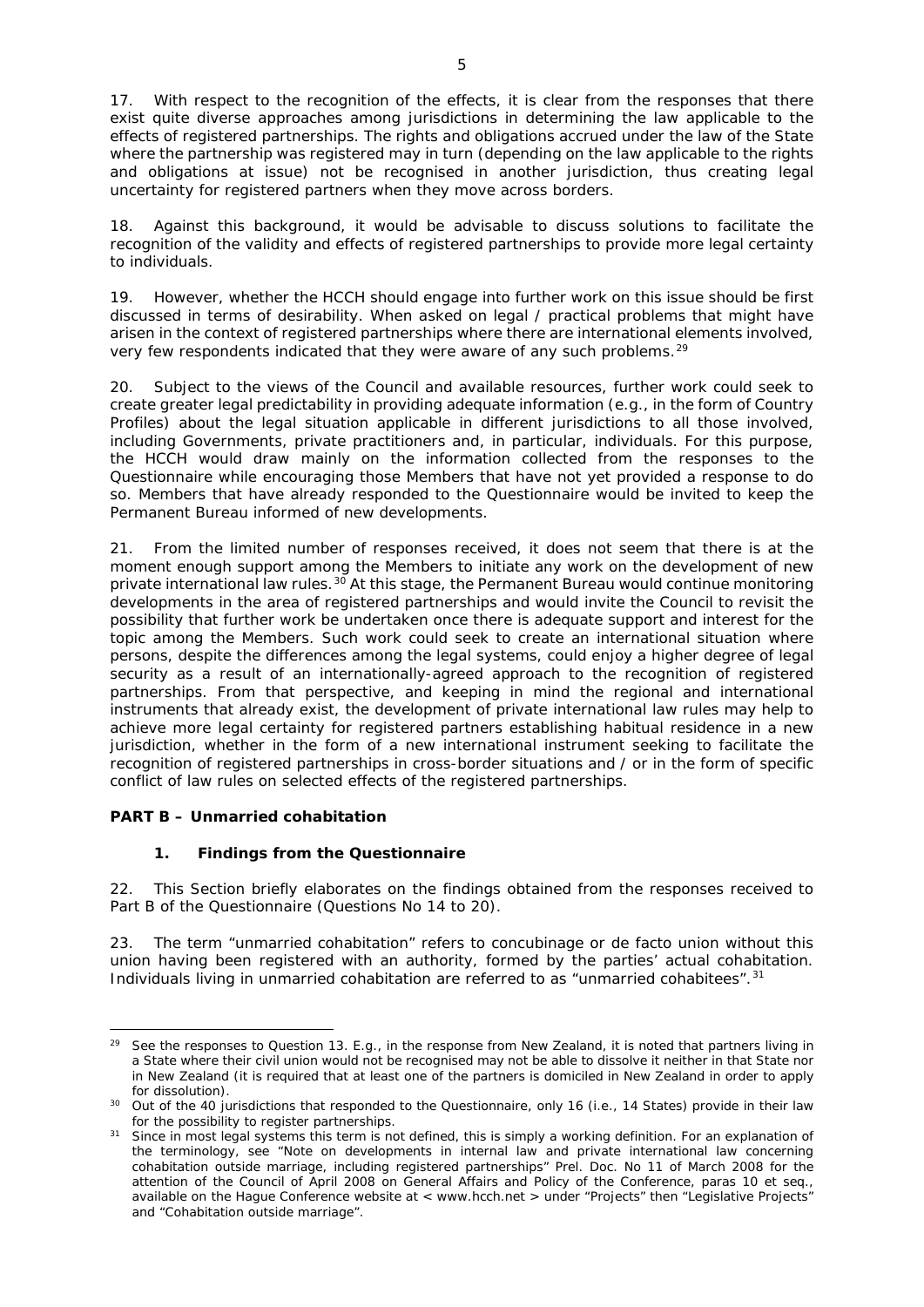17. With respect to the recognition of the effects, it is clear from the responses that there exist quite diverse approaches among jurisdictions in determining the law applicable to the effects of registered partnerships. The rights and obligations accrued under the law of the State where the partnership was registered may in turn (depending on the law applicable to the rights and obligations at issue) not be recognised in another jurisdiction, thus creating legal uncertainty for registered partners when they move across borders.

18. Against this background, it would be advisable to discuss solutions to facilitate the recognition of the validity and effects of registered partnerships to provide more legal certainty to individuals.

19. However, whether the HCCH should engage into further work on this issue should be first discussed in terms of desirability. When asked on legal / practical problems that might have arisen in the context of registered partnerships where there are international elements involved, very few respondents indicated that they were aware of any such problems.[29]

20. Subject to the views of the Council and available resources, further work could seek to create greater legal predictability in providing adequate information (e.g., in the form of Country Profiles) about the legal situation applicable in different jurisdictions to all those involved, including Governments, private practitioners and, in particular, individuals. For this purpose, the HCCH would draw mainly on the information collected from the responses to the Questionnaire while encouraging those Members that have not yet provided a response to do so. Members that have already responded to the Questionnaire would be invited to keep the Permanent Bureau informed of new developments.

21. From the limited number of responses received, it does not seem that there is at the moment enough support among the Members to initiate any work on the development of new private international law rules.[30] At this stage, the Permanent Bureau would continue monitoring developments in the area of registered partnerships and would invite the Council to revisit the possibility that further work be undertaken once there is adequate support and interest for the topic among the Members. Such work could seek to create an international situation where persons, despite the differences among the legal systems, could enjoy a higher degree of legal security as a result of an internationally-agreed approach to the recognition of registered partnerships. From that perspective, and keeping in mind the regional and international instruments that already exist, the development of private international law rules may help to achieve more legal certainty for registered partners establishing habitual residence in a new jurisdiction, whether in the form of a new international instrument seeking to facilitate the recognition of registered partnerships in cross-border situations and / or in the form of specific conflict of law rules on selected effects of the registered partnerships.

## PART B – Unmarried cohabitation

### 1. Findings from the Questionnaire

22. This Section briefly elaborates on the findings obtained from the responses received to Part B of the Questionnaire (Questions No 14 to 20).

23. The term "unmarried cohabitation" refers to concubinage or de facto union without this union having been registered with an authority, formed by the parties' actual cohabitation. Individuals living in unmarried cohabitation are referred to as "unmarried cohabitees".[31]

---

[29] See the responses to Question 13. E.g., in the response from New Zealand, it is noted that partners living in a State where their civil union would not be recognised may not be able to dissolve it neither in that State nor in New Zealand (it is required that at least one of the partners is domiciled in New Zealand in order to apply for dissolution).

[30] Out of the 40 jurisdictions that responded to the Questionnaire, only 16 (i.e., 14 States) provide in their law for the possibility to register partnerships.

[31] Since in most legal systems this term is not defined, this is simply a working definition. For an explanation of the terminology, see "Note on developments in internal law and private international law concerning cohabitation outside marriage, including registered partnerships" Prel. Doc. No 11 of March 2008 for the attention of the Council of April 2008 on General Affairs and Policy of the Conference, paras 10 et seq., available on the Hague Conference website at < www.hcch.net > under "Projects" then "Legislative Projects" and "Cohabitation outside marriage".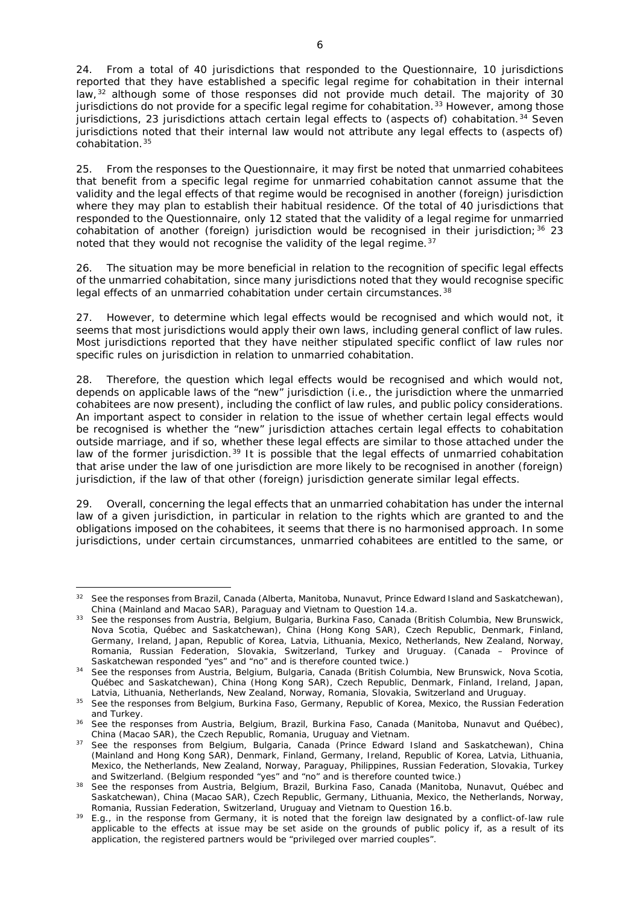24. From a total of 40 jurisdictions that responded to the Questionnaire, 10 jurisdictions reported that they have established a specific legal regime for cohabitation in their internal law,[32] although some of those responses did not provide much detail. The majority of 30 jurisdictions do not provide for a specific legal regime for cohabitation.[33] However, among those jurisdictions, 23 jurisdictions attach certain legal effects to (aspects of) cohabitation.[34] Seven jurisdictions noted that their internal law would not attribute any legal effects to (aspects of) cohabitation.[35]

25. From the responses to the Questionnaire, it may first be noted that unmarried cohabitees that benefit from a specific legal regime for unmarried cohabitation cannot assume that the validity and the legal effects of that regime would be recognised in another (foreign) jurisdiction where they may plan to establish their habitual residence. Of the total of 40 jurisdictions that responded to the Questionnaire, only 12 stated that the validity of a legal regime for unmarried cohabitation of another (foreign) jurisdiction would be recognised in their jurisdiction;[36] 23 noted that they would not recognise the validity of the legal regime.[37]

26. The situation may be more beneficial in relation to the recognition of specific legal effects of the unmarried cohabitation, since many jurisdictions noted that they would recognise specific legal effects of an unmarried cohabitation under certain circumstances.[38]

27. However, to determine which legal effects would be recognised and which would not, it seems that most jurisdictions would apply their own laws, including general conflict of law rules. Most jurisdictions reported that they have neither stipulated specific conflict of law rules nor specific rules on jurisdiction in relation to unmarried cohabitation.

28. Therefore, the question which legal effects would be recognised and which would not, depends on applicable laws of the "new" jurisdiction (i.e., the jurisdiction where the unmarried cohabitees are now present), including the conflict of law rules, and public policy considerations. An important aspect to consider in relation to the issue of whether certain legal effects would be recognised is whether the "new" jurisdiction attaches certain legal effects to cohabitation outside marriage, and if so, whether these legal effects are similar to those attached under the law of the former jurisdiction.[39] It is possible that the legal effects of unmarried cohabitation that arise under the law of one jurisdiction are more likely to be recognised in another (foreign) jurisdiction, if the law of that other (foreign) jurisdiction generate similar legal effects.

29. Overall, concerning the legal effects that an unmarried cohabitation has under the internal law of a given jurisdiction, in particular in relation to the rights which are granted to and the obligations imposed on the cohabitees, it seems that there is no harmonised approach. In some jurisdictions, under certain circumstances, unmarried cohabitees are entitled to the same, or

---

[32] See the responses from Brazil, Canada (Alberta, Manitoba, Nunavut, Prince Edward Island and Saskatchewan), China (Mainland and Macao SAR), Paraguay and Vietnam to Question 14.a.

[33] See the responses from Austria, Belgium, Bulgaria, Burkina Faso, Canada (British Columbia, New Brunswick, Nova Scotia, Québec and Saskatchewan), China (Hong Kong SAR), Czech Republic, Denmark, Finland, Germany, Ireland, Japan, Republic of Korea, Latvia, Lithuania, Mexico, Netherlands, New Zealand, Norway, Romania, Russian Federation, Slovakia, Switzerland, Turkey and Uruguay. (Canada – Province of Saskatchewan responded "yes" and "no" and is therefore counted twice.)

[34] See the responses from Austria, Belgium, Bulgaria, Canada (British Columbia, New Brunswick, Nova Scotia, Québec and Saskatchewan), China (Hong Kong SAR), Czech Republic, Denmark, Finland, Ireland, Japan, Latvia, Lithuania, Netherlands, New Zealand, Norway, Romania, Slovakia, Switzerland and Uruguay.

[35] See the responses from Belgium, Burkina Faso, Germany, Republic of Korea, Mexico, the Russian Federation and Turkey.

[36] See the responses from Austria, Belgium, Brazil, Burkina Faso, Canada (Manitoba, Nunavut and Québec), China (Macao SAR), the Czech Republic, Romania, Uruguay and Vietnam.

[37] See the responses from Belgium, Bulgaria, Canada (Prince Edward Island and Saskatchewan), China (Mainland and Hong Kong SAR), Denmark, Finland, Germany, Ireland, Republic of Korea, Latvia, Lithuania, Mexico, the Netherlands, New Zealand, Norway, Paraguay, Philippines, Russian Federation, Slovakia, Turkey and Switzerland. (Belgium responded "yes" and "no" and is therefore counted twice.)

[38] See the responses from Austria, Belgium, Brazil, Burkina Faso, Canada (Manitoba, Nunavut, Québec and Saskatchewan), China (Macao SAR), Czech Republic, Germany, Lithuania, Mexico, the Netherlands, Norway, Romania, Russian Federation, Switzerland, Uruguay and Vietnam to Question 16.b.

[39] E.g., in the response from Germany, it is noted that the foreign law designated by a conflict-of-law rule applicable to the effects at issue may be set aside on the grounds of public policy if, as a result of its application, the registered partners would be "privileged over married couples".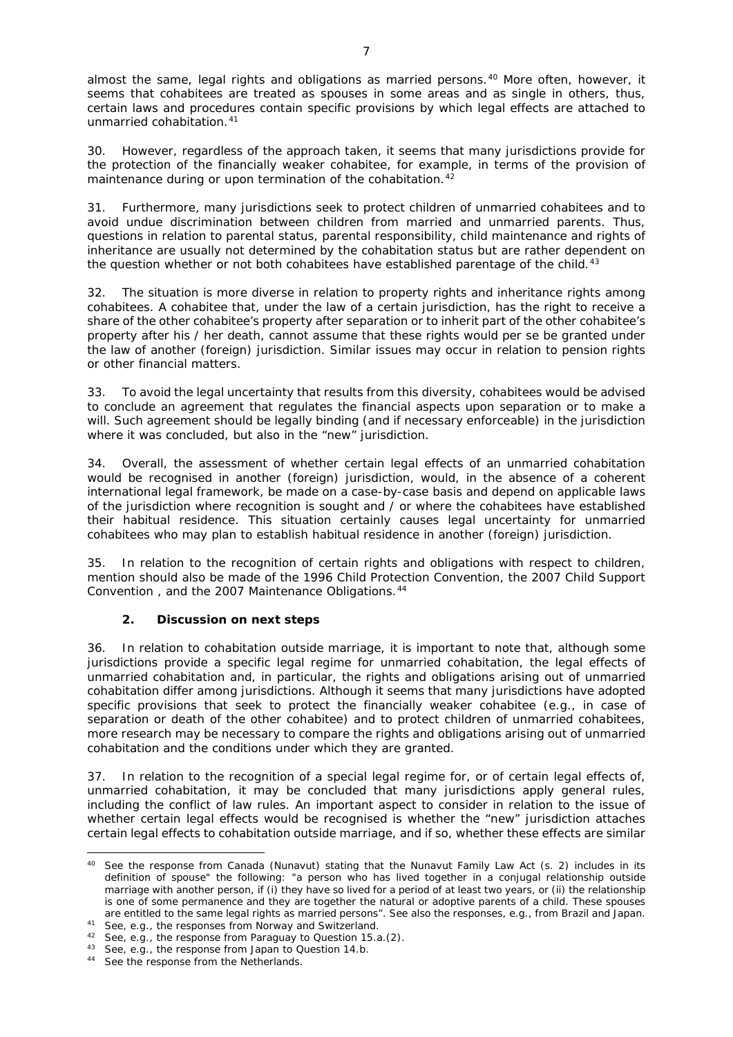almost the same, legal rights and obligations as married persons.[40] More often, however, it seems that cohabitees are treated as spouses in some areas and as single in others, thus, certain laws and procedures contain specific provisions by which legal effects are attached to unmarried cohabitation.[41]

30. However, regardless of the approach taken, it seems that many jurisdictions provide for the protection of the financially weaker cohabitee, for example, in terms of the provision of maintenance during or upon termination of the cohabitation.[42]

31. Furthermore, many jurisdictions seek to protect children of unmarried cohabitees and to avoid undue discrimination between children from married and unmarried parents. Thus, questions in relation to parental status, parental responsibility, child maintenance and rights of inheritance are usually not determined by the cohabitation status but are rather dependent on the question whether or not both cohabitees have established parentage of the child.[43]

32. The situation is more diverse in relation to property rights and inheritance rights among cohabitees. A cohabitee that, under the law of a certain jurisdiction, has the right to receive a share of the other cohabitee's property after separation or to inherit part of the other cohabitee's property after his / her death, cannot assume that these rights would per se be granted under the law of another (foreign) jurisdiction. Similar issues may occur in relation to pension rights or other financial matters.

33. To avoid the legal uncertainty that results from this diversity, cohabitees would be advised to conclude an agreement that regulates the financial aspects upon separation or to make a will. Such agreement should be legally binding (and if necessary enforceable) in the jurisdiction where it was concluded, but also in the "new" jurisdiction.

34. Overall, the assessment of whether certain legal effects of an unmarried cohabitation would be recognised in another (foreign) jurisdiction, would, in the absence of a coherent international legal framework, be made on a case-by-case basis and depend on applicable laws of the jurisdiction where recognition is sought and / or where the cohabitees have established their habitual residence. This situation certainly causes legal uncertainty for unmarried cohabitees who may plan to establish habitual residence in another (foreign) jurisdiction.

35. In relation to the recognition of certain rights and obligations with respect to children, mention should also be made of the 1996 Child Protection Convention, the 2007 Child Support Convention , and the 2007 Maintenance Obligations.[44]

### 2. Discussion on next steps

36. In relation to cohabitation outside marriage, it is important to note that, although some jurisdictions provide a specific legal regime for unmarried cohabitation, the legal effects of unmarried cohabitation and, in particular, the rights and obligations arising out of unmarried cohabitation differ among jurisdictions. Although it seems that many jurisdictions have adopted specific provisions that seek to protect the financially weaker cohabitee (e.g., in case of separation or death of the other cohabitee) and to protect children of unmarried cohabitees, more research may be necessary to compare the rights and obligations arising out of unmarried cohabitation and the conditions under which they are granted.

37. In relation to the recognition of a special legal regime for, or of certain legal effects of, unmarried cohabitation, it may be concluded that many jurisdictions apply general rules, including the conflict of law rules. An important aspect to consider in relation to the issue of whether certain legal effects would be recognised is whether the "new" jurisdiction attaches certain legal effects to cohabitation outside marriage, and if so, whether these effects are similar

---

[40] See the response from Canada (Nunavut) stating that the Nunavut Family Law Act (s. 2) includes in its definition of spouse" the following: "a person who has lived together in a conjugal relationship outside marriage with another person, if (i) they have so lived for a period of at least two years, or (ii) the relationship is one of some permanence and they are together the natural or adoptive parents of a child. These spouses are entitled to the same legal rights as married persons". See also the responses, e.g., from Brazil and Japan.

[41] See, e.g., the responses from Norway and Switzerland.

[42] See, e.g., the response from Paraguay to Question 15.a.(2).

[43] See, e.g., the response from Japan to Question 14.b.

[44] See the response from the Netherlands.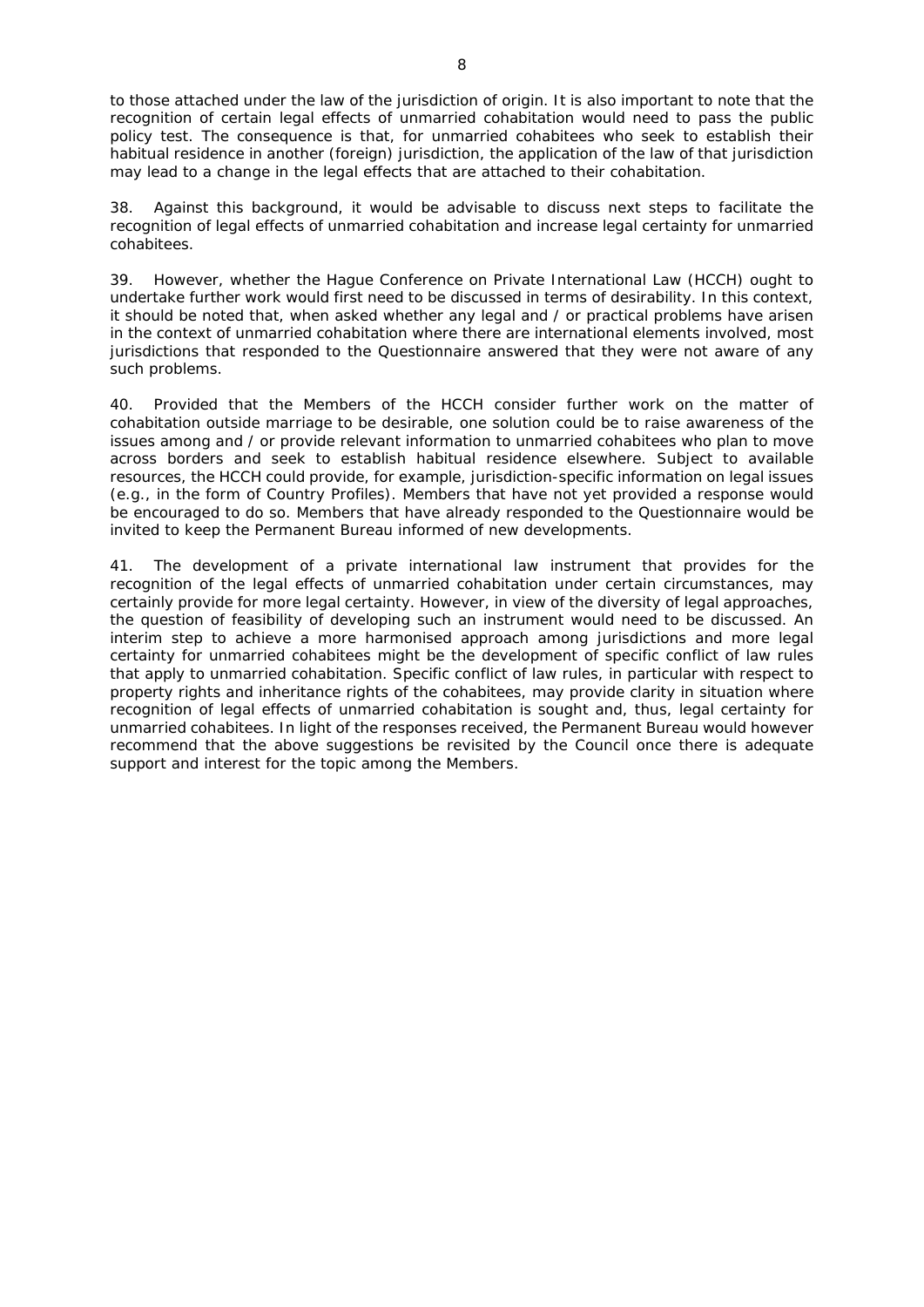to those attached under the law of the jurisdiction of origin. It is also important to note that the recognition of certain legal effects of unmarried cohabitation would need to pass the public policy test. The consequence is that, for unmarried cohabitees who seek to establish their habitual residence in another (foreign) jurisdiction, the application of the law of that jurisdiction may lead to a change in the legal effects that are attached to their cohabitation.

38. Against this background, it would be advisable to discuss next steps to facilitate the recognition of legal effects of unmarried cohabitation and increase legal certainty for unmarried cohabitees.

39. However, whether the Hague Conference on Private International Law (HCCH) ought to undertake further work would first need to be discussed in terms of desirability. In this context, it should be noted that, when asked whether any legal and / or practical problems have arisen in the context of unmarried cohabitation where there are international elements involved, most jurisdictions that responded to the Questionnaire answered that they were not aware of any such problems.

40. Provided that the Members of the HCCH consider further work on the matter of cohabitation outside marriage to be desirable, one solution could be to raise awareness of the issues among and / or provide relevant information to unmarried cohabitees who plan to move across borders and seek to establish habitual residence elsewhere. Subject to available resources, the HCCH could provide, for example, jurisdiction-specific information on legal issues (e.g., in the form of Country Profiles). Members that have not yet provided a response would be encouraged to do so. Members that have already responded to the Questionnaire would be invited to keep the Permanent Bureau informed of new developments.

41. The development of a private international law instrument that provides for the recognition of the legal effects of unmarried cohabitation under certain circumstances, may certainly provide for more legal certainty. However, in view of the diversity of legal approaches, the question of feasibility of developing such an instrument would need to be discussed. An interim step to achieve a more harmonised approach among jurisdictions and more legal certainty for unmarried cohabitees might be the development of specific conflict of law rules that apply to unmarried cohabitation. Specific conflict of law rules, in particular with respect to property rights and inheritance rights of the cohabitees, may provide clarity in situation where recognition of legal effects of unmarried cohabitation is sought and, thus, legal certainty for unmarried cohabitees. In light of the responses received, the Permanent Bureau would however recommend that the above suggestions be revisited by the Council once there is adequate support and interest for the topic among the Members.